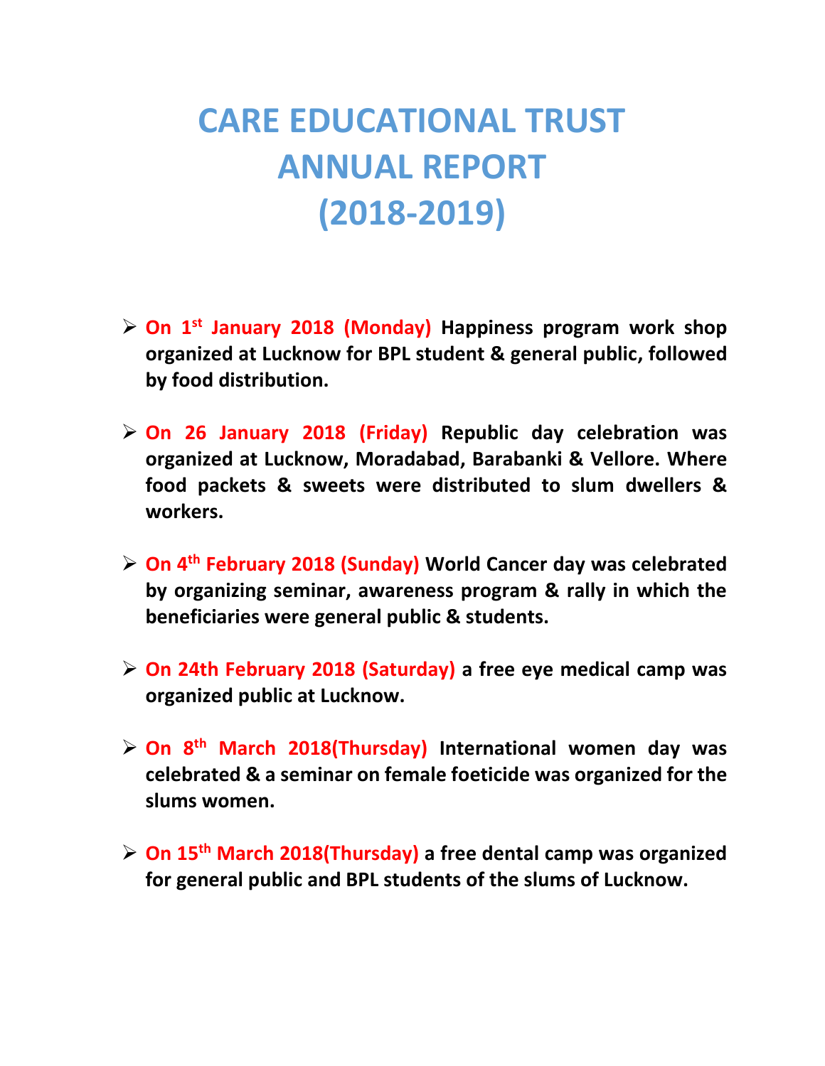# CARE EDUCATIONAL TRUST
# ANNUAL REPORT
# (2018-2019)

- **On 1st January 2018 (Monday) Happiness program work shop organized at Lucknow for BPL student & general public, followed by food distribution.**

- **On 26 January 2018 (Friday) Republic day celebration was organized at Lucknow, Moradabad, Barabanki & Vellore. Where food packets & sweets were distributed to slum dwellers & workers.**

- **On 4th February 2018 (Sunday) World Cancer day was celebrated by organizing seminar, awareness program & rally in which the beneficiaries were general public & students.**

- **On 24th February 2018 (Saturday) a free eye medical camp was organized public at Lucknow.**

- **On 8th March 2018(Thursday) International women day was celebrated & a seminar on female foeticide was organized for the slums women.**

- **On 15th March 2018(Thursday) a free dental camp was organized for general public and BPL students of the slums of Lucknow.**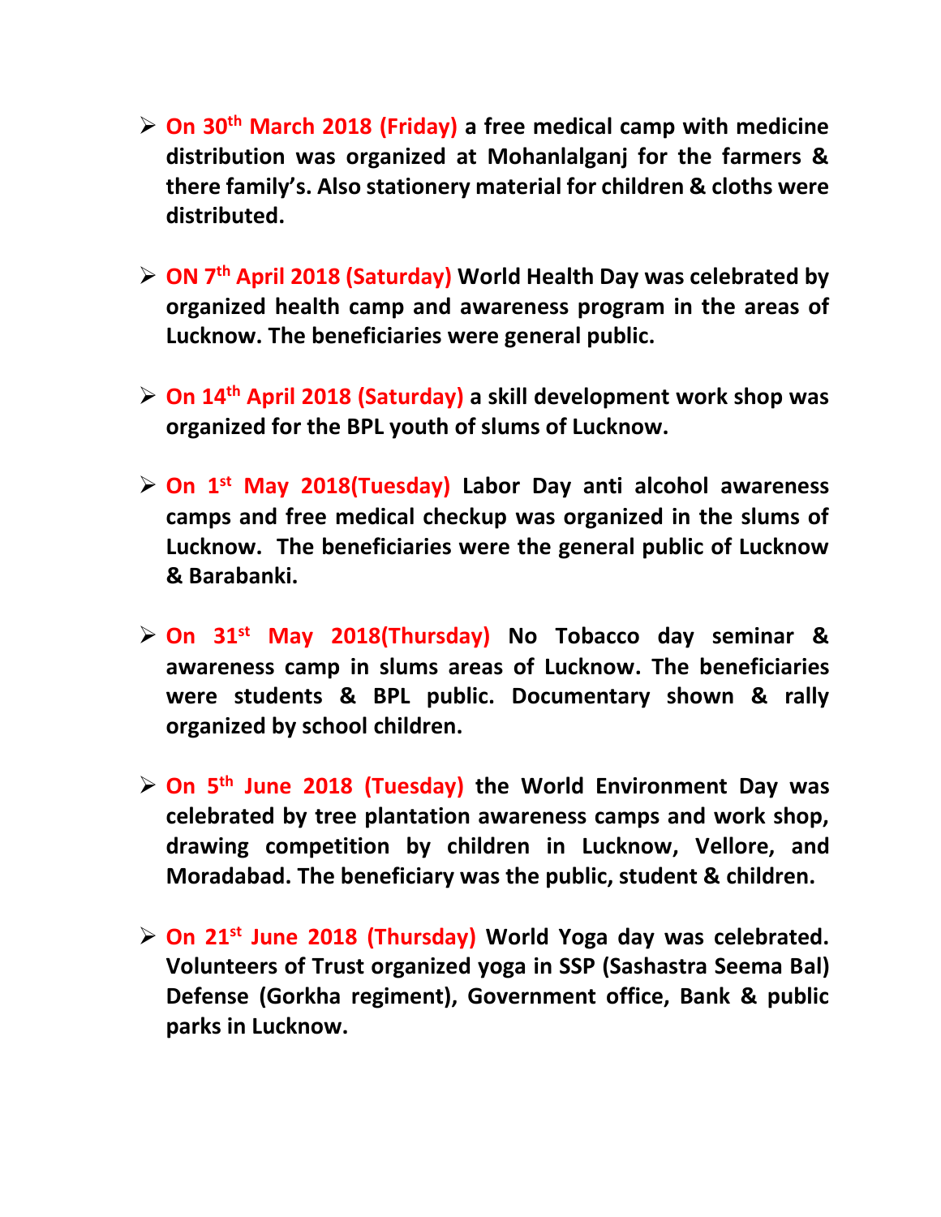- **On 30th March 2018 (Friday) a free medical camp with medicine distribution was organized at Mohanlalganj for the farmers & there family's. Also stationery material for children & cloths were distributed.**

- **ON 7th April 2018 (Saturday) World Health Day was celebrated by organized health camp and awareness program in the areas of Lucknow. The beneficiaries were general public.**

- **On 14th April 2018 (Saturday) a skill development work shop was organized for the BPL youth of slums of Lucknow.**

- **On 1st May 2018(Tuesday) Labor Day anti alcohol awareness camps and free medical checkup was organized in the slums of Lucknow. The beneficiaries were the general public of Lucknow & Barabanki.**

- **On 31st May 2018(Thursday) No Tobacco day seminar & awareness camp in slums areas of Lucknow. The beneficiaries were students & BPL public. Documentary shown & rally organized by school children.**

- **On 5th June 2018 (Tuesday) the World Environment Day was celebrated by tree plantation awareness camps and work shop, drawing competition by children in Lucknow, Vellore, and Moradabad. The beneficiary was the public, student & children.**

- **On 21st June 2018 (Thursday) World Yoga day was celebrated. Volunteers of Trust organized yoga in SSP (Sashastra Seema Bal) Defense (Gorkha regiment), Government office, Bank & public parks in Lucknow.**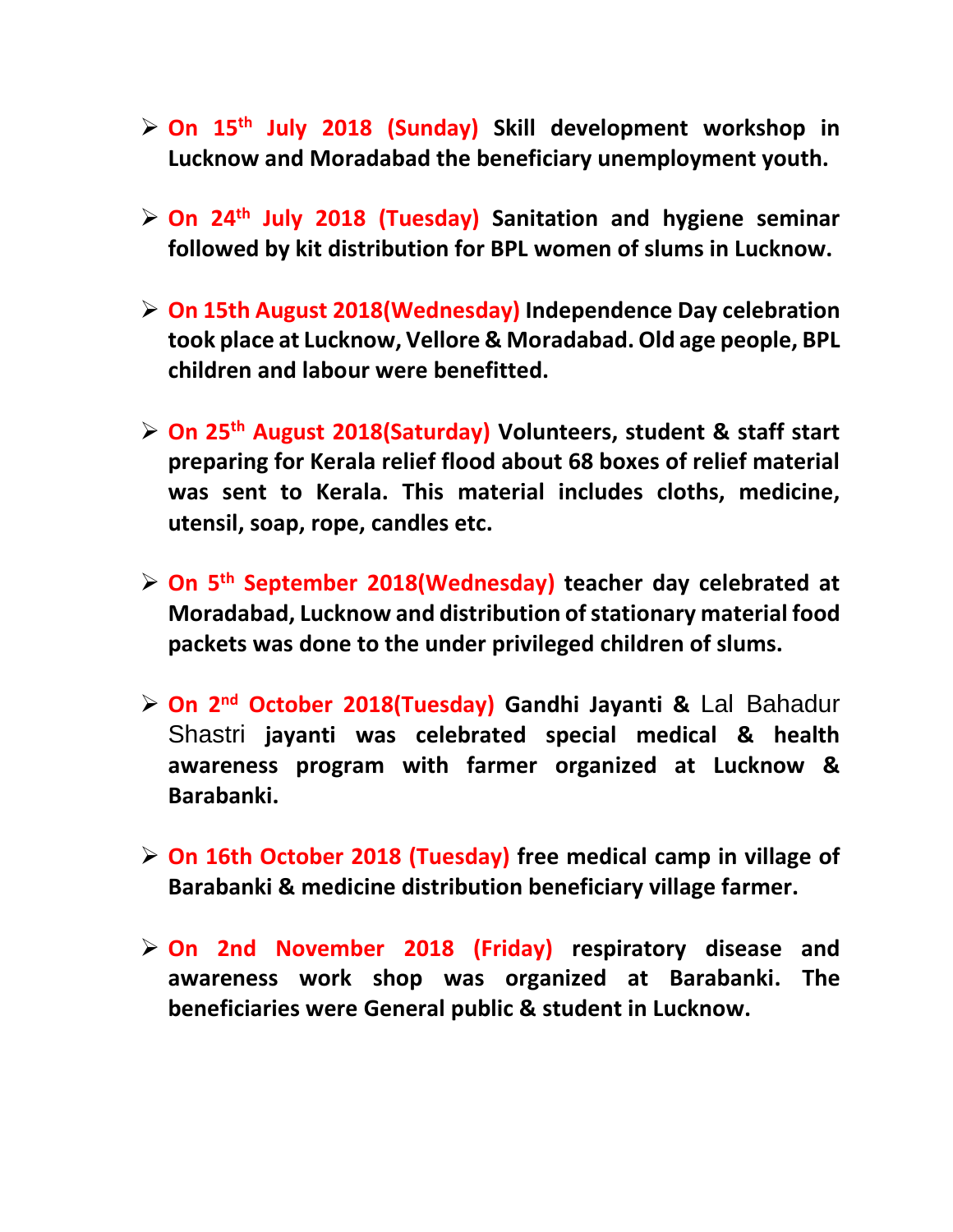- **On 15th July 2018 (Sunday) Skill development workshop in Lucknow and Moradabad the beneficiary unemployment youth.**

- **On 24th July 2018 (Tuesday) Sanitation and hygiene seminar followed by kit distribution for BPL women of slums in Lucknow.**

- **On 15th August 2018(Wednesday) Independence Day celebration took place at Lucknow, Vellore & Moradabad. Old age people, BPL children and labour were benefitted.**

- **On 25th August 2018(Saturday) Volunteers, student & staff start preparing for Kerala relief flood about 68 boxes of relief material was sent to Kerala. This material includes cloths, medicine, utensil, soap, rope, candles etc.**

- **On 5th September 2018(Wednesday) teacher day celebrated at Moradabad, Lucknow and distribution of stationary material food packets was done to the under privileged children of slums.**

- **On 2nd October 2018(Tuesday) Gandhi Jayanti &** Lal Bahadur Shastri **jayanti was celebrated special medical & health awareness program with farmer organized at Lucknow & Barabanki.**

- **On 16th October 2018 (Tuesday) free medical camp in village of Barabanki & medicine distribution beneficiary village farmer.**

- **On 2nd November 2018 (Friday) respiratory disease and awareness work shop was organized at Barabanki. The beneficiaries were General public & student in Lucknow.**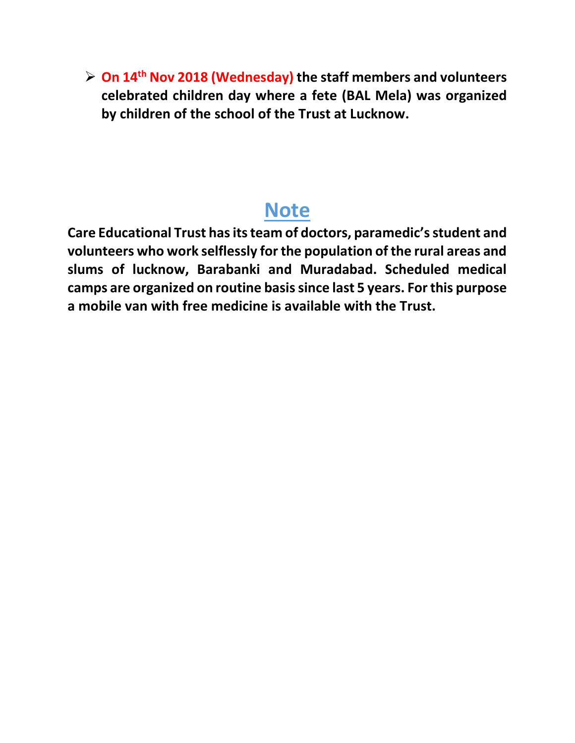- **On 14th Nov 2018 (Wednesday) the staff members and volunteers celebrated children day where a fete (BAL Mela) was organized by children of the school of the Trust at Lucknow.**

## Note

**Care Educational Trust has its team of doctors, paramedic's student and volunteers who work selflessly for the population of the rural areas and slums of lucknow, Barabanki and Muradabad. Scheduled medical camps are organized on routine basis since last 5 years. For this purpose a mobile van with free medicine is available with the Trust.**